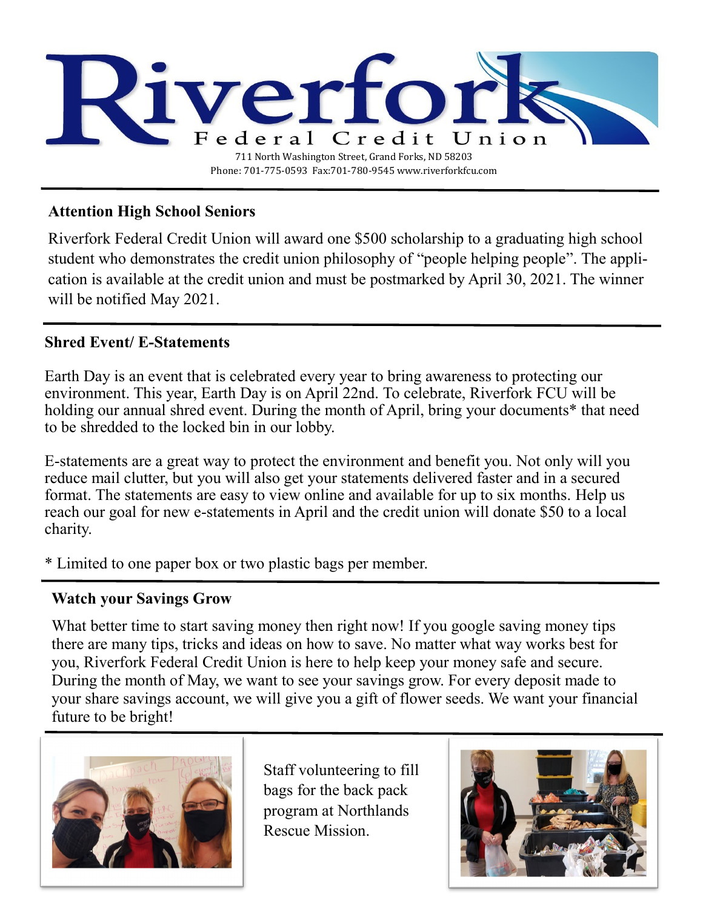# Riverfork Federal Credit Union

711 North Washington Street, Grand Forks, ND 58203
Phone: 701-775-0593 Fax:701-780-9545 www.riverforkfcu.com

---

## Attention High School Seniors

Riverfork Federal Credit Union will award one $500 scholarship to a graduating high school student who demonstrates the credit union philosophy of "people helping people". The application is available at the credit union and must be postmarked by April 30, 2021. The winner will be notified May 2021.

---

## Shred Event/ E-Statements

Earth Day is an event that is celebrated every year to bring awareness to protecting our environment. This year, Earth Day is on April 22nd. To celebrate, Riverfork FCU will be holding our annual shred event. During the month of April, bring your documents* that need to be shredded to the locked bin in our lobby.

E-statements are a great way to protect the environment and benefit you. Not only will you reduce mail clutter, but you will also get your statements delivered faster and in a secured format. The statements are easy to view online and available for up to six months. Help us reach our goal for new e-statements in April and the credit union will donate $50 to a local charity.

* Limited to one paper box or two plastic bags per member.

---

## Watch your Savings Grow

What better time to start saving money then right now! If you google saving money tips there are many tips, tricks and ideas on how to save. No matter what way works best for you, Riverfork Federal Credit Union is here to help keep your money safe and secure. During the month of May, we want to see your savings grow. For every deposit made to your share savings account, we will give you a gift of flower seeds. We want your financial future to be bright!

---

Staff volunteering to fill bags for the back pack program at Northlands Rescue Mission.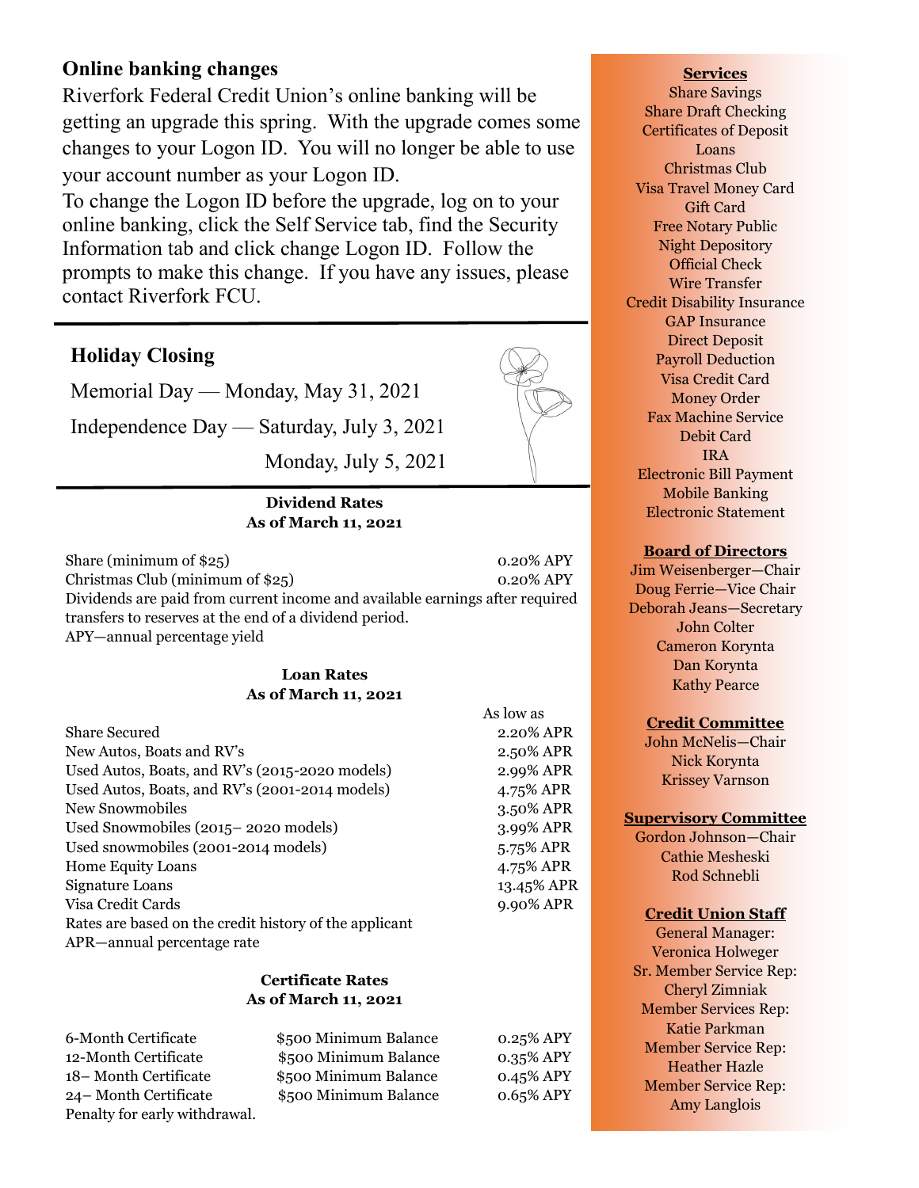## Online banking changes

Riverfork Federal Credit Union's online banking will be getting an upgrade this spring. With the upgrade comes some changes to your Logon ID. You will no longer be able to use your account number as your Logon ID.

To change the Logon ID before the upgrade, log on to your online banking, click the Self Service tab, find the Security Information tab and click change Logon ID. Follow the prompts to make this change. If you have any issues, please contact Riverfork FCU.

## Holiday Closing

Memorial Day — Monday, May 31, 2021

Independence Day — Saturday, July 3, 2021

Monday, July 5, 2021

### Dividend Rates
**As of March 11, 2021**

| | |
|---|---|
| Share (minimum of $25) | 0.20% APY |
| Christmas Club (minimum of $25) | 0.20% APY |

Dividends are paid from current income and available earnings after required transfers to reserves at the end of a dividend period.

APY—annual percentage yield

### Loan Rates
**As of March 11, 2021**

| | As low as |
|---|---|
| Share Secured | 2.20% APR |
| New Autos, Boats and RV's | 2.50% APR |
| Used Autos, Boats, and RV's (2015-2020 models) | 2.99% APR |
| Used Autos, Boats, and RV's (2001-2014 models) | 4.75% APR |
| New Snowmobiles | 3.50% APR |
| Used Snowmobiles (2015– 2020 models) | 3.99% APR |
| Used snowmobiles (2001-2014 models) | 5.75% APR |
| Home Equity Loans | 4.75% APR |
| Signature Loans | 13.45% APR |
| Visa Credit Cards | 9.90% APR |

Rates are based on the credit history of the applicant

APR—annual percentage rate

### Certificate Rates
**As of March 11, 2021**

| | | |
|---|---|---|
| 6-Month Certificate | $500 Minimum Balance | 0.25% APY |
| 12-Month Certificate | $500 Minimum Balance | 0.35% APY |
| 18– Month Certificate | $500 Minimum Balance | 0.45% APY |
| 24– Month Certificate | $500 Minimum Balance | 0.65% APY |

Penalty for early withdrawal.

### Services

Share Savings
Share Draft Checking
Certificates of Deposit
Loans
Christmas Club
Visa Travel Money Card
Gift Card
Free Notary Public
Night Depository
Official Check
Wire Transfer
Credit Disability Insurance
GAP Insurance
Direct Deposit
Payroll Deduction
Visa Credit Card
Money Order
Fax Machine Service
Debit Card
IRA
Electronic Bill Payment
Mobile Banking
Electronic Statement

### Board of Directors

Jim Weisenberger—Chair
Doug Ferrie—Vice Chair
Deborah Jeans—Secretary
John Colter
Cameron Korynta
Dan Korynta
Kathy Pearce

### Credit Committee

John McNelis—Chair
Nick Korynta
Krissey Varnson

### Supervisory Committee

Gordon Johnson—Chair
Cathie Mesheski
Rod Schnebli

### Credit Union Staff

General Manager:
Veronica Holweger
Sr. Member Service Rep:
Cheryl Zimniak
Member Services Rep:
Katie Parkman
Member Service Rep:
Heather Hazle
Member Service Rep:
Amy Langlois